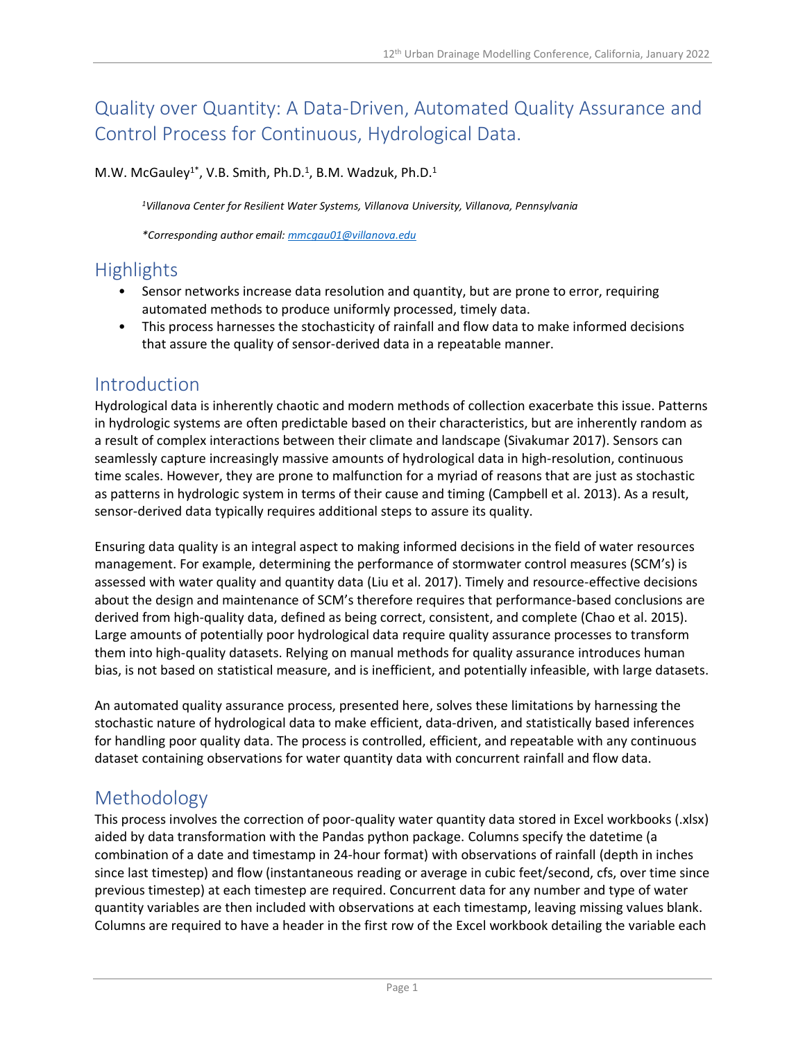# Quality over Quantity: A Data-Driven, Automated Quality Assurance and Control Process for Continuous, Hydrological Data.

M.W. McGauley[1*], V.B. Smith, Ph.D.[1], B.M. Wadzuk, Ph.D.[1]

*[1]Villanova Center for Resilient Water Systems, Villanova University, Villanova, Pennsylvania*

*\*Corresponding author email: mmcgau01@villanova.edu*

## Highlights

- Sensor networks increase data resolution and quantity, but are prone to error, requiring automated methods to produce uniformly processed, timely data.
- This process harnesses the stochasticity of rainfall and flow data to make informed decisions that assure the quality of sensor-derived data in a repeatable manner.

## Introduction

Hydrological data is inherently chaotic and modern methods of collection exacerbate this issue. Patterns in hydrologic systems are often predictable based on their characteristics, but are inherently random as a result of complex interactions between their climate and landscape (Sivakumar 2017). Sensors can seamlessly capture increasingly massive amounts of hydrological data in high-resolution, continuous time scales. However, they are prone to malfunction for a myriad of reasons that are just as stochastic as patterns in hydrologic system in terms of their cause and timing (Campbell et al. 2013). As a result, sensor-derived data typically requires additional steps to assure its quality.

Ensuring data quality is an integral aspect to making informed decisions in the field of water resources management. For example, determining the performance of stormwater control measures (SCM's) is assessed with water quality and quantity data (Liu et al. 2017). Timely and resource-effective decisions about the design and maintenance of SCM's therefore requires that performance-based conclusions are derived from high-quality data, defined as being correct, consistent, and complete (Chao et al. 2015). Large amounts of potentially poor hydrological data require quality assurance processes to transform them into high-quality datasets. Relying on manual methods for quality assurance introduces human bias, is not based on statistical measure, and is inefficient, and potentially infeasible, with large datasets.

An automated quality assurance process, presented here, solves these limitations by harnessing the stochastic nature of hydrological data to make efficient, data-driven, and statistically based inferences for handling poor quality data. The process is controlled, efficient, and repeatable with any continuous dataset containing observations for water quantity data with concurrent rainfall and flow data.

## Methodology

This process involves the correction of poor-quality water quantity data stored in Excel workbooks (.xlsx) aided by data transformation with the Pandas python package. Columns specify the datetime (a combination of a date and timestamp in 24-hour format) with observations of rainfall (depth in inches since last timestep) and flow (instantaneous reading or average in cubic feet/second, cfs, over time since previous timestep) at each timestep are required. Concurrent data for any number and type of water quantity variables are then included with observations at each timestamp, leaving missing values blank. Columns are required to have a header in the first row of the Excel workbook detailing the variable each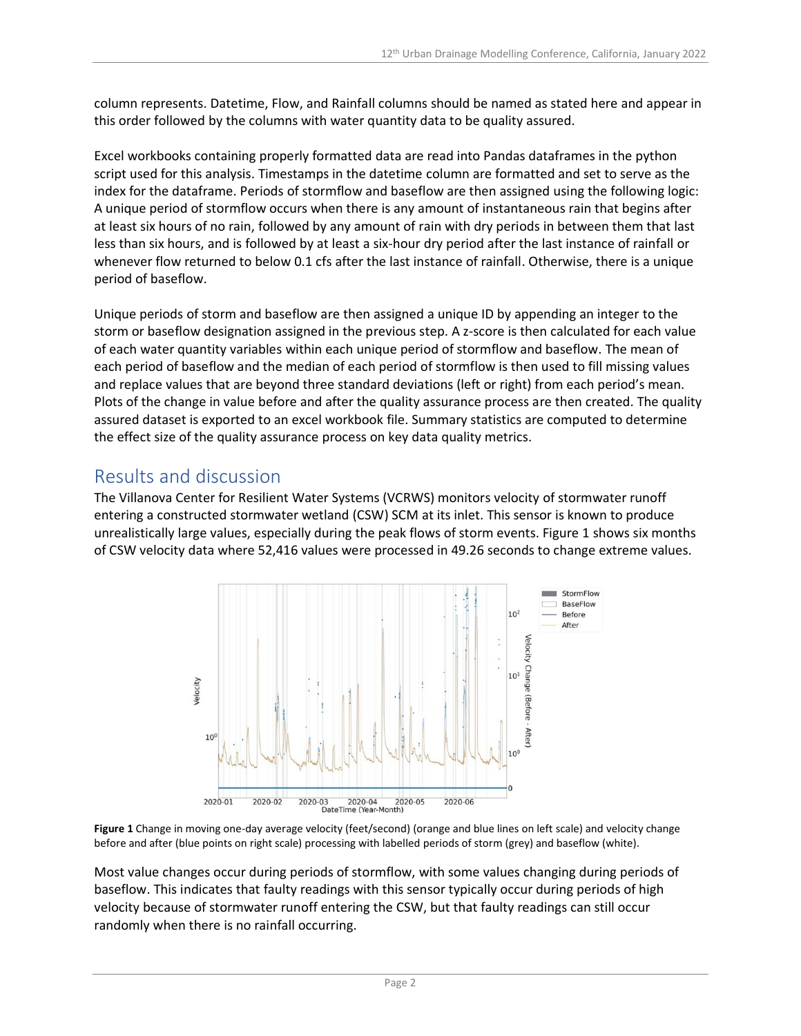column represents. Datetime, Flow, and Rainfall columns should be named as stated here and appear in this order followed by the columns with water quantity data to be quality assured.

Excel workbooks containing properly formatted data are read into Pandas dataframes in the python script used for this analysis. Timestamps in the datetime column are formatted and set to serve as the index for the dataframe. Periods of stormflow and baseflow are then assigned using the following logic: A unique period of stormflow occurs when there is any amount of instantaneous rain that begins after at least six hours of no rain, followed by any amount of rain with dry periods in between them that last less than six hours, and is followed by at least a six-hour dry period after the last instance of rainfall or whenever flow returned to below 0.1 cfs after the last instance of rainfall. Otherwise, there is a unique period of baseflow.

Unique periods of storm and baseflow are then assigned a unique ID by appending an integer to the storm or baseflow designation assigned in the previous step. A z-score is then calculated for each value of each water quantity variables within each unique period of stormflow and baseflow. The mean of each period of baseflow and the median of each period of stormflow is then used to fill missing values and replace values that are beyond three standard deviations (left or right) from each period's mean. Plots of the change in value before and after the quality assurance process are then created. The quality assured dataset is exported to an excel workbook file. Summary statistics are computed to determine the effect size of the quality assurance process on key data quality metrics.

## Results and discussion

The Villanova Center for Resilient Water Systems (VCRWS) monitors velocity of stormwater runoff entering a constructed stormwater wetland (CSW) SCM at its inlet. This sensor is known to produce unrealistically large values, especially during the peak flows of storm events. Figure 1 shows six months of CSW velocity data where 52,416 values were processed in 49.26 seconds to change extreme values.

**Figure 1** Change in moving one-day average velocity (feet/second) (orange and blue lines on left scale) and velocity change before and after (blue points on right scale) processing with labelled periods of storm (grey) and baseflow (white).

Most value changes occur during periods of stormflow, with some values changing during periods of baseflow. This indicates that faulty readings with this sensor typically occur during periods of high velocity because of stormwater runoff entering the CSW, but that faulty readings can still occur randomly when there is no rainfall occurring.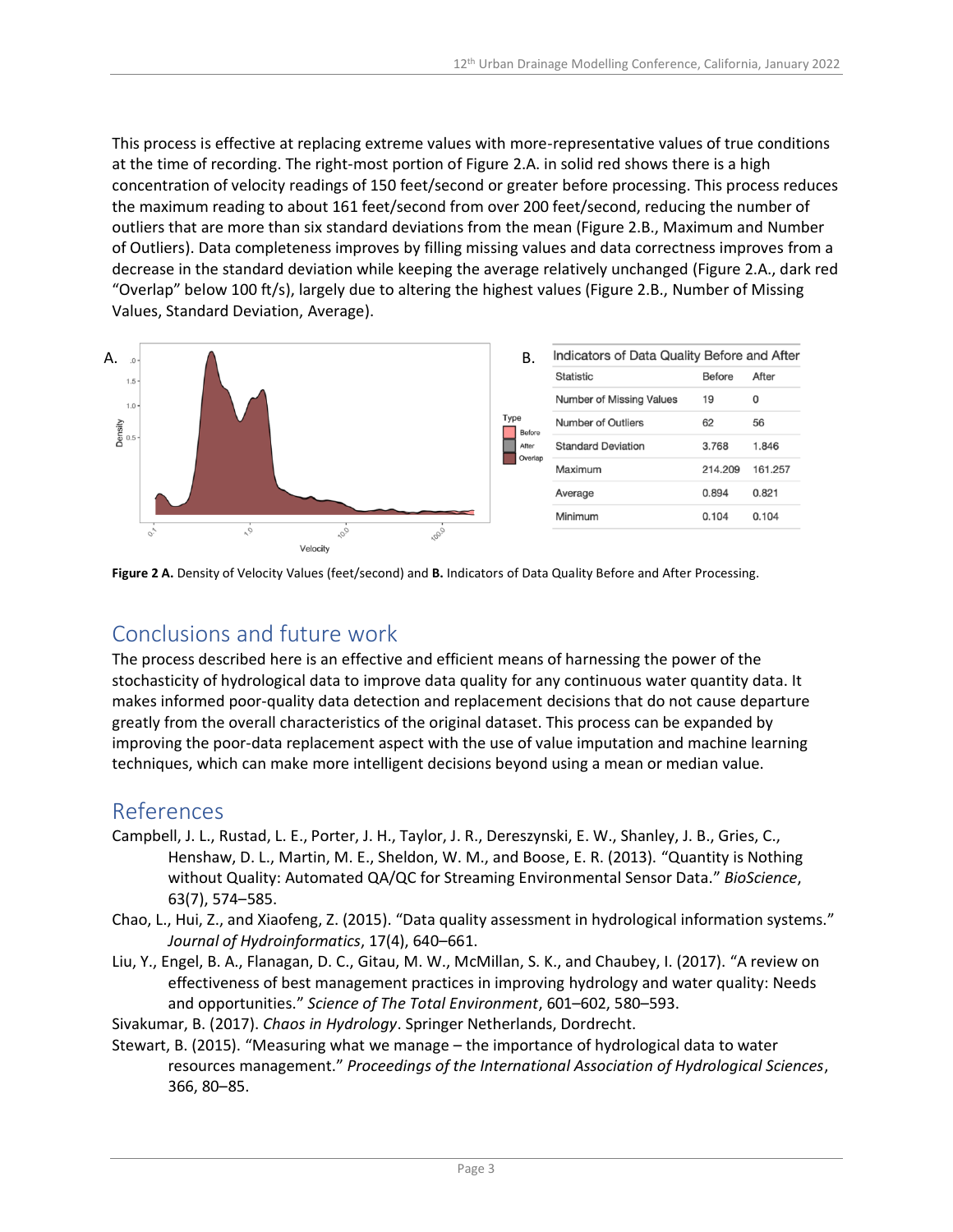This process is effective at replacing extreme values with more-representative values of true conditions at the time of recording. The right-most portion of Figure 2.A. in solid red shows there is a high concentration of velocity readings of 150 feet/second or greater before processing. This process reduces the maximum reading to about 161 feet/second from over 200 feet/second, reducing the number of outliers that are more than six standard deviations from the mean (Figure 2.B., Maximum and Number of Outliers). Data completeness improves by filling missing values and data correctness improves from a decrease in the standard deviation while keeping the average relatively unchanged (Figure 2.A., dark red "Overlap" below 100 ft/s), largely due to altering the highest values (Figure 2.B., Number of Missing Values, Standard Deviation, Average).

A.

Density

0.5
1.0
1.5
.0

Velocity

0.1
1.0
10.0
100.0

Type
Before
After
Overlap

B.

Indicators of Data Quality Before and After

| Statistic | Before | After |
|---|---|---|
| Number of Missing Values | 19 | 0 |
| Number of Outliers | 62 | 56 |
| Standard Deviation | 3.768 | 1.846 |
| Maximum | 214.209 | 161.257 |
| Average | 0.894 | 0.821 |
| Minimum | 0.104 | 0.104 |

**Figure 2 A.** Density of Velocity Values (feet/second) and **B.** Indicators of Data Quality Before and After Processing.

## Conclusions and future work

The process described here is an effective and efficient means of harnessing the power of the stochasticity of hydrological data to improve data quality for any continuous water quantity data. It makes informed poor-quality data detection and replacement decisions that do not cause departure greatly from the overall characteristics of the original dataset. This process can be expanded by improving the poor-data replacement aspect with the use of value imputation and machine learning techniques, which can make more intelligent decisions beyond using a mean or median value.

## References

Campbell, J. L., Rustad, L. E., Porter, J. H., Taylor, J. R., Dereszynski, E. W., Shanley, J. B., Gries, C., Henshaw, D. L., Martin, M. E., Sheldon, W. M., and Boose, E. R. (2013). "Quantity is Nothing without Quality: Automated QA/QC for Streaming Environmental Sensor Data." *BioScience*, 63(7), 574–585.

Chao, L., Hui, Z., and Xiaofeng, Z. (2015). "Data quality assessment in hydrological information systems." *Journal of Hydroinformatics*, 17(4), 640–661.

Liu, Y., Engel, B. A., Flanagan, D. C., Gitau, M. W., McMillan, S. K., and Chaubey, I. (2017). "A review on effectiveness of best management practices in improving hydrology and water quality: Needs and opportunities." *Science of The Total Environment*, 601–602, 580–593.

Sivakumar, B. (2017). *Chaos in Hydrology*. Springer Netherlands, Dordrecht.

Stewart, B. (2015). "Measuring what we manage – the importance of hydrological data to water resources management." *Proceedings of the International Association of Hydrological Sciences*, 366, 80–85.